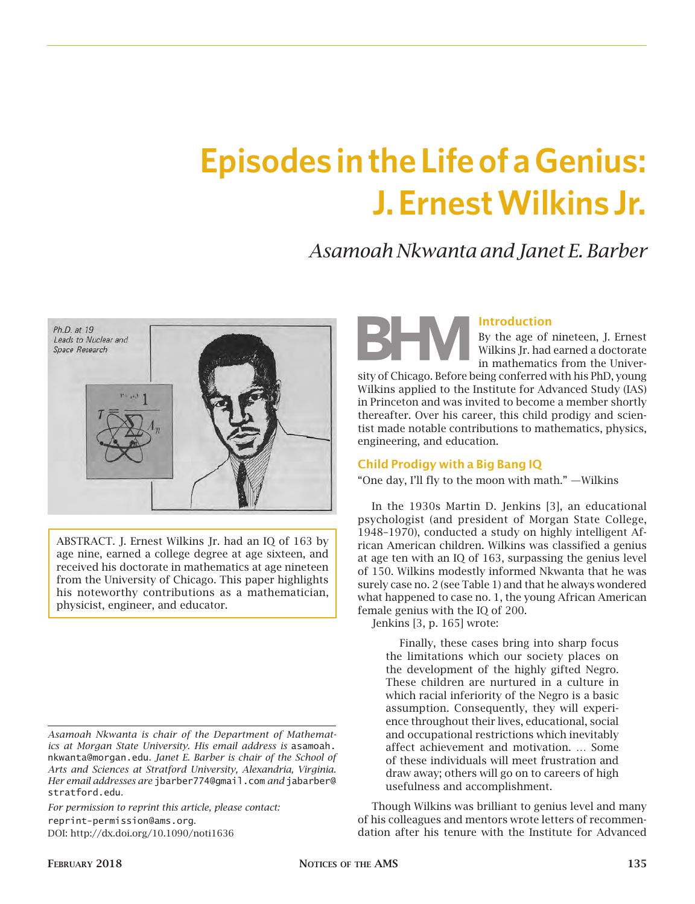# Episodes in the Life of a Genius: J. Ernest Wilkins Jr.

*Asamoah Nkwanta and Janet E. Barber*

ABSTRACT. J. Ernest Wilkins Jr. had an IQ of 163 by age nine, earned a college degree at age sixteen, and received his doctorate in mathematics at age nineteen from the University of Chicago. This paper highlights his noteworthy contributions as a mathematician, physicist, engineer, and educator.

*Asamoah Nkwanta is chair of the Department of Mathematics at Morgan State University. His email address is* asamoah.nkwanta@morgan.edu*. Janet E. Barber is chair of the School of Arts and Sciences at Stratford University, Alexandria, Virginia. Her email addresses are* jbarber774@gmail.com *and* jabarber@stratford.edu*.*

*For permission to reprint this article, please contact:* reprint-permission@ams.org.

DOI: http://dx.doi.org/10.1090/noti1636

## Introduction

By the age of nineteen, J. Ernest Wilkins Jr. had earned a doctorate in mathematics from the University of Chicago. Before being conferred with his PhD, young Wilkins applied to the Institute for Advanced Study (IAS) in Princeton and was invited to become a member shortly thereafter. Over his career, this child prodigy and scientist made notable contributions to mathematics, physics, engineering, and education.

## Child Prodigy with a Big Bang IQ

"One day, I'll fly to the moon with math." —Wilkins

In the 1930s Martin D. Jenkins [3], an educational psychologist (and president of Morgan State College, 1948–1970), conducted a study on highly intelligent African American children. Wilkins was classified a genius at age ten with an IQ of 163, surpassing the genius level of 150. Wilkins modestly informed Nkwanta that he was surely case no. 2 (see Table 1) and that he always wondered what happened to case no. 1, the young African American female genius with the IQ of 200.

Jenkins [3, p. 165] wrote:

> Finally, these cases bring into sharp focus the limitations which our society places on the development of the highly gifted Negro. These children are nurtured in a culture in which racial inferiority of the Negro is a basic assumption. Consequently, they will experience throughout their lives, educational, social and occupational restrictions which inevitably affect achievement and motivation. … Some of these individuals will meet frustration and draw away; others will go on to careers of high usefulness and accomplishment.

Though Wilkins was brilliant to genius level and many of his colleagues and mentors wrote letters of recommendation after his tenure with the Institute for Advanced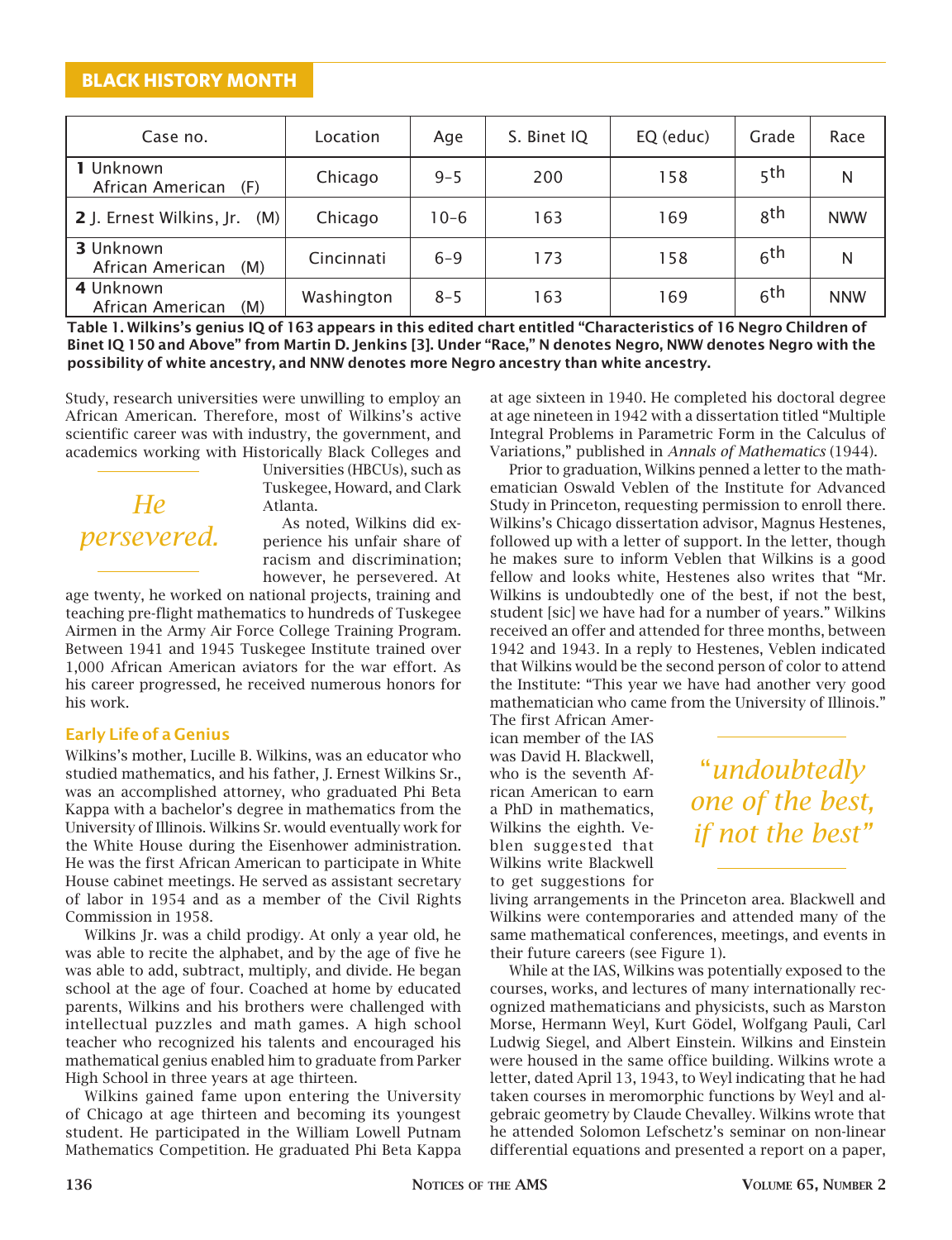**BLACK HISTORY MONTH**

| Case no. | Location | Age | S. Binet IQ | EQ (educ) | Grade | Race |
|---|---|---|---|---|---|---|
| **1** Unknown African American (F) | Chicago | 9–5 | 200 | 158 | 5th | N |
| **2** J. Ernest Wilkins, Jr. (M) | Chicago | 10–6 | 163 | 169 | 8th | NWW |
| **3** Unknown African American (M) | Cincinnati | 6–9 | 173 | 158 | 6th | N |
| **4** Unknown African American (M) | Washington | 8–5 | 163 | 169 | 6th | NNW |

**Table 1. Wilkins's genius IQ of 163 appears in this edited chart entitled "Characteristics of 16 Negro Children of Binet IQ 150 and Above" from Martin D. Jenkins [3]. Under "Race," N denotes Negro, NWW denotes Negro with the possibility of white ancestry, and NNW denotes more Negro ancestry than white ancestry.**

Study, research universities were unwilling to employ an African American. Therefore, most of Wilkins's active scientific career was with industry, the government, and academics working with Historically Black Colleges and Universities (HBCUs), such as Tuskegee, Howard, and Clark Atlanta.

*He persevered.*

As noted, Wilkins did experience his unfair share of racism and discrimination; however, he persevered. At age twenty, he worked on national projects, training and teaching pre-flight mathematics to hundreds of Tuskegee Airmen in the Army Air Force College Training Program. Between 1941 and 1945 Tuskegee Institute trained over 1,000 African American aviators for the war effort. As his career progressed, he received numerous honors for his work.

## Early Life of a Genius

Wilkins's mother, Lucille B. Wilkins, was an educator who studied mathematics, and his father, J. Ernest Wilkins Sr., was an accomplished attorney, who graduated Phi Beta Kappa with a bachelor's degree in mathematics from the University of Illinois. Wilkins Sr. would eventually work for the White House during the Eisenhower administration. He was the first African American to participate in White House cabinet meetings. He served as assistant secretary of labor in 1954 and as a member of the Civil Rights Commission in 1958.

Wilkins Jr. was a child prodigy. At only a year old, he was able to recite the alphabet, and by the age of five he was able to add, subtract, multiply, and divide. He began school at the age of four. Coached at home by educated parents, Wilkins and his brothers were challenged with intellectual puzzles and math games. A high school teacher who recognized his talents and encouraged his mathematical genius enabled him to graduate from Parker High School in three years at age thirteen.

Wilkins gained fame upon entering the University of Chicago at age thirteen and becoming its youngest student. He participated in the William Lowell Putnam Mathematics Competition. He graduated Phi Beta Kappa at age sixteen in 1940. He completed his doctoral degree at age nineteen in 1942 with a dissertation titled "Multiple Integral Problems in Parametric Form in the Calculus of Variations," published in *Annals of Mathematics* (1944).

Prior to graduation, Wilkins penned a letter to the mathematician Oswald Veblen of the Institute for Advanced Study in Princeton, requesting permission to enroll there. Wilkins's Chicago dissertation advisor, Magnus Hestenes, followed up with a letter of support. In the letter, though he makes sure to inform Veblen that Wilkins is a good fellow and looks white, Hestenes also writes that "Mr. Wilkins is undoubtedly one of the best, if not the best, student [sic] we have had for a number of years." Wilkins received an offer and attended for three months, between 1942 and 1943. In a reply to Hestenes, Veblen indicated that Wilkins would be the second person of color to attend the Institute: "This year we have had another very good mathematician who came from the University of Illinois." The first African American member of the IAS was David H. Blackwell, who is the seventh African American to earn a PhD in mathematics, Wilkins the eighth. Veblen suggested that Wilkins write Blackwell to get suggestions for living arrangements in the Princeton area. Blackwell and Wilkins were contemporaries and attended many of the same mathematical conferences, meetings, and events in their future careers (see Figure 1).

*"undoubtedly one of the best, if not the best"*

While at the IAS, Wilkins was potentially exposed to the courses, works, and lectures of many internationally recognized mathematicians and physicists, such as Marston Morse, Hermann Weyl, Kurt Gödel, Wolfgang Pauli, Carl Ludwig Siegel, and Albert Einstein. Wilkins and Einstein were housed in the same office building. Wilkins wrote a letter, dated April 13, 1943, to Weyl indicating that he had taken courses in meromorphic functions by Weyl and algebraic geometry by Claude Chevalley. Wilkins wrote that he attended Solomon Lefschetz's seminar on non-linear differential equations and presented a report on a paper,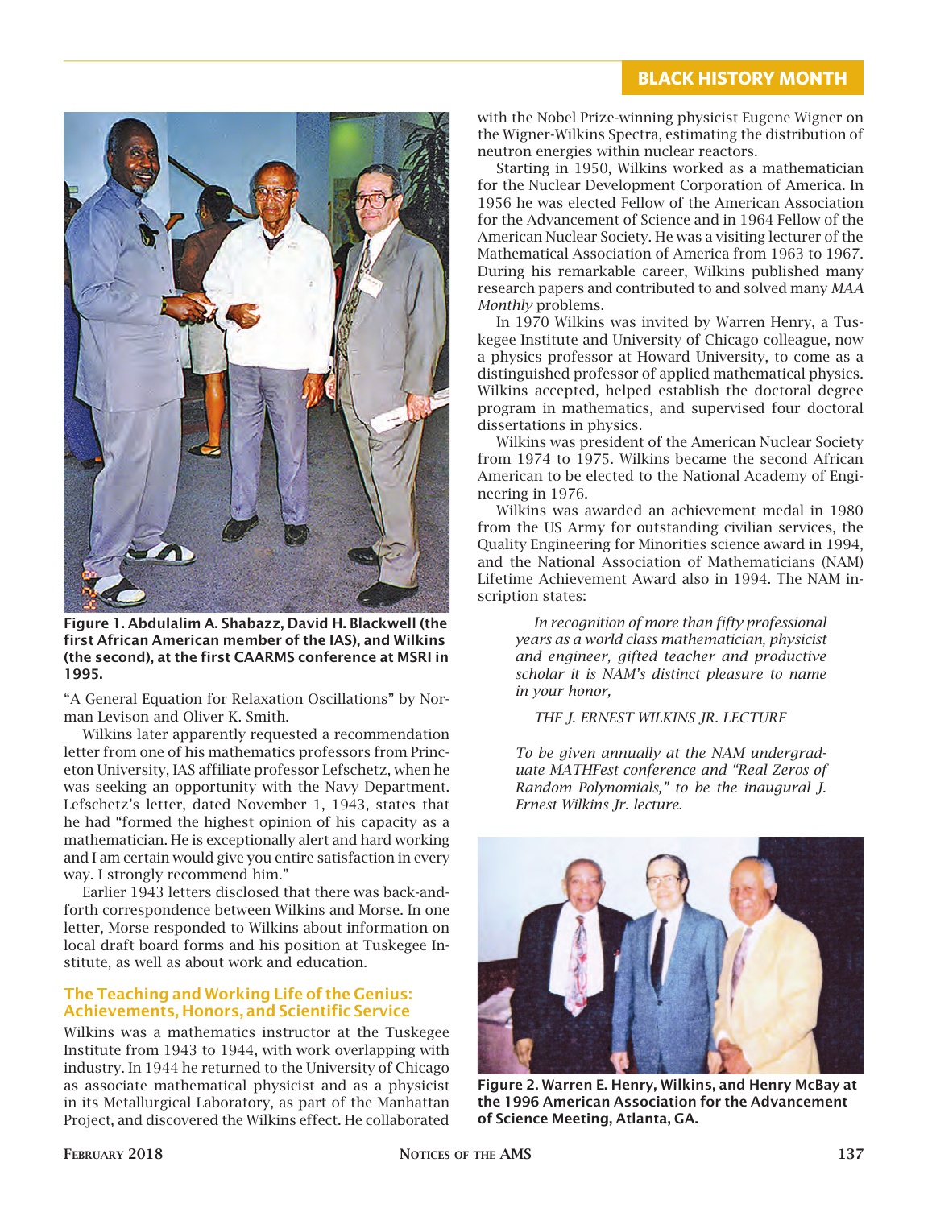Figure 1. Abdulalim A. Shabazz, David H. Blackwell (the first African American member of the IAS), and Wilkins (the second), at the first CAARMS conference at MSRI in 1995.

"A General Equation for Relaxation Oscillations" by Norman Levison and Oliver K. Smith.

Wilkins later apparently requested a recommendation letter from one of his mathematics professors from Princeton University, IAS affiliate professor Lefschetz, when he was seeking an opportunity with the Navy Department. Lefschetz's letter, dated November 1, 1943, states that he had "formed the highest opinion of his capacity as a mathematician. He is exceptionally alert and hard working and I am certain would give you entire satisfaction in every way. I strongly recommend him."

Earlier 1943 letters disclosed that there was back-and-forth correspondence between Wilkins and Morse. In one letter, Morse responded to Wilkins about information on local draft board forms and his position at Tuskegee Institute, as well as about work and education.

## The Teaching and Working Life of the Genius: Achievements, Honors, and Scientific Service

Wilkins was a mathematics instructor at the Tuskegee Institute from 1943 to 1944, with work overlapping with industry. In 1944 he returned to the University of Chicago as associate mathematical physicist and as a physicist in its Metallurgical Laboratory, as part of the Manhattan Project, and discovered the Wilkins effect. He collaborated with the Nobel Prize-winning physicist Eugene Wigner on the Wigner-Wilkins Spectra, estimating the distribution of neutron energies within nuclear reactors.

Starting in 1950, Wilkins worked as a mathematician for the Nuclear Development Corporation of America. In 1956 he was elected Fellow of the American Association for the Advancement of Science and in 1964 Fellow of the American Nuclear Society. He was a visiting lecturer of the Mathematical Association of America from 1963 to 1967. During his remarkable career, Wilkins published many research papers and contributed to and solved many *MAA Monthly* problems.

In 1970 Wilkins was invited by Warren Henry, a Tuskegee Institute and University of Chicago colleague, now a physics professor at Howard University, to come as a distinguished professor of applied mathematical physics. Wilkins accepted, helped establish the doctoral degree program in mathematics, and supervised four doctoral dissertations in physics.

Wilkins was president of the American Nuclear Society from 1974 to 1975. Wilkins became the second African American to be elected to the National Academy of Engineering in 1976.

Wilkins was awarded an achievement medal in 1980 from the US Army for outstanding civilian services, the Quality Engineering for Minorities science award in 1994, and the National Association of Mathematicians (NAM) Lifetime Achievement Award also in 1994. The NAM inscription states:

> *In recognition of more than fifty professional years as a world class mathematician, physicist and engineer, gifted teacher and productive scholar it is NAM's distinct pleasure to name in your honor,*
>
> *THE J. ERNEST WILKINS JR. LECTURE*
>
> *To be given annually at the NAM undergraduate MATHFest conference and "Real Zeros of Random Polynomials," to be the inaugural J. Ernest Wilkins Jr. lecture.*

Figure 2. Warren E. Henry, Wilkins, and Henry McBay at the 1996 American Association for the Advancement of Science Meeting, Atlanta, GA.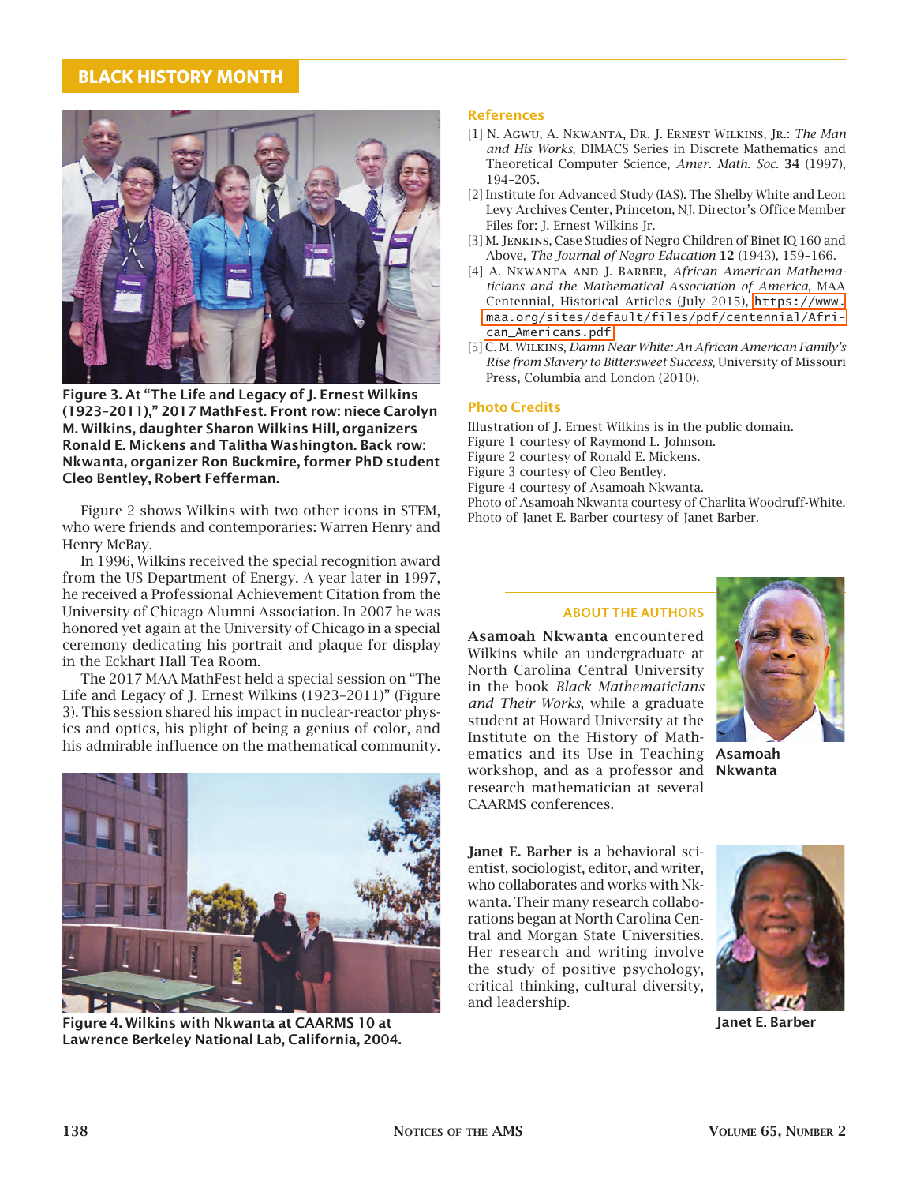Figure 3. At "The Life and Legacy of J. Ernest Wilkins (1923–2011)," 2017 MathFest. Front row: niece Carolyn M. Wilkins, daughter Sharon Wilkins Hill, organizers Ronald E. Mickens and Talitha Washington. Back row: Nkwanta, organizer Ron Buckmire, former PhD student Cleo Bentley, Robert Fefferman.

Figure 2 shows Wilkins with two other icons in STEM, who were friends and contemporaries: Warren Henry and Henry McBay.

In 1996, Wilkins received the special recognition award from the US Department of Energy. A year later in 1997, he received a Professional Achievement Citation from the University of Chicago Alumni Association. In 2007 he was honored yet again at the University of Chicago in a special ceremony dedicating his portrait and plaque for display in the Eckhart Hall Tea Room.

The 2017 MAA MathFest held a special session on "The Life and Legacy of J. Ernest Wilkins (1923–2011)" (Figure 3). This session shared his impact in nuclear-reactor physics and optics, his plight of being a genius of color, and his admirable influence on the mathematical community.

Figure 4. Wilkins with Nkwanta at CAARMS 10 at Lawrence Berkeley National Lab, California, 2004.

## References

[1] N. Agwu, A. Nkwanta, Dr. J. Ernest Wilkins, Jr.: *The Man and His Works*, DIMACS Series in Discrete Mathematics and Theoretical Computer Science, *Amer. Math. Soc.* **34** (1997), 194–205.

[2] Institute for Advanced Study (IAS). The Shelby White and Leon Levy Archives Center, Princeton, NJ. Director's Office Member Files for: J. Ernest Wilkins Jr.

[3] M. Jenkins, Case Studies of Negro Children of Binet IQ 160 and Above, *The Journal of Negro Education* **12** (1943), 159–166.

[4] A. Nkwanta and J. Barber, *African American Mathematicians and the Mathematical Association of America*, MAA Centennial, Historical Articles (July 2015), https://www.maa.org/sites/default/files/pdf/centennial/African_Americans.pdf

[5] C. M. Wilkins, *Damn Near White: An African American Family's Rise from Slavery to Bittersweet Success*, University of Missouri Press, Columbia and London (2010).

## Photo Credits

Illustration of J. Ernest Wilkins is in the public domain.
Figure 1 courtesy of Raymond L. Johnson.
Figure 2 courtesy of Ronald E. Mickens.
Figure 3 courtesy of Cleo Bentley.
Figure 4 courtesy of Asamoah Nkwanta.
Photo of Asamoah Nkwanta courtesy of Charlita Woodruff-White.
Photo of Janet E. Barber courtesy of Janet Barber.

## About the Authors

**Asamoah Nkwanta** encountered Wilkins while an undergraduate at North Carolina Central University in the book *Black Mathematicians and Their Works*, while a graduate student at Howard University at the Institute on the History of Mathematics and its Use in Teaching workshop, and as a professor and research mathematician at several CAARMS conferences.

Asamoah Nkwanta

**Janet E. Barber** is a behavioral scientist, sociologist, editor, and writer, who collaborates and works with Nkwanta. Their many research collaborations began at North Carolina Central and Morgan State Universities. Her research and writing involve the study of positive psychology, critical thinking, cultural diversity, and leadership.

Janet E. Barber